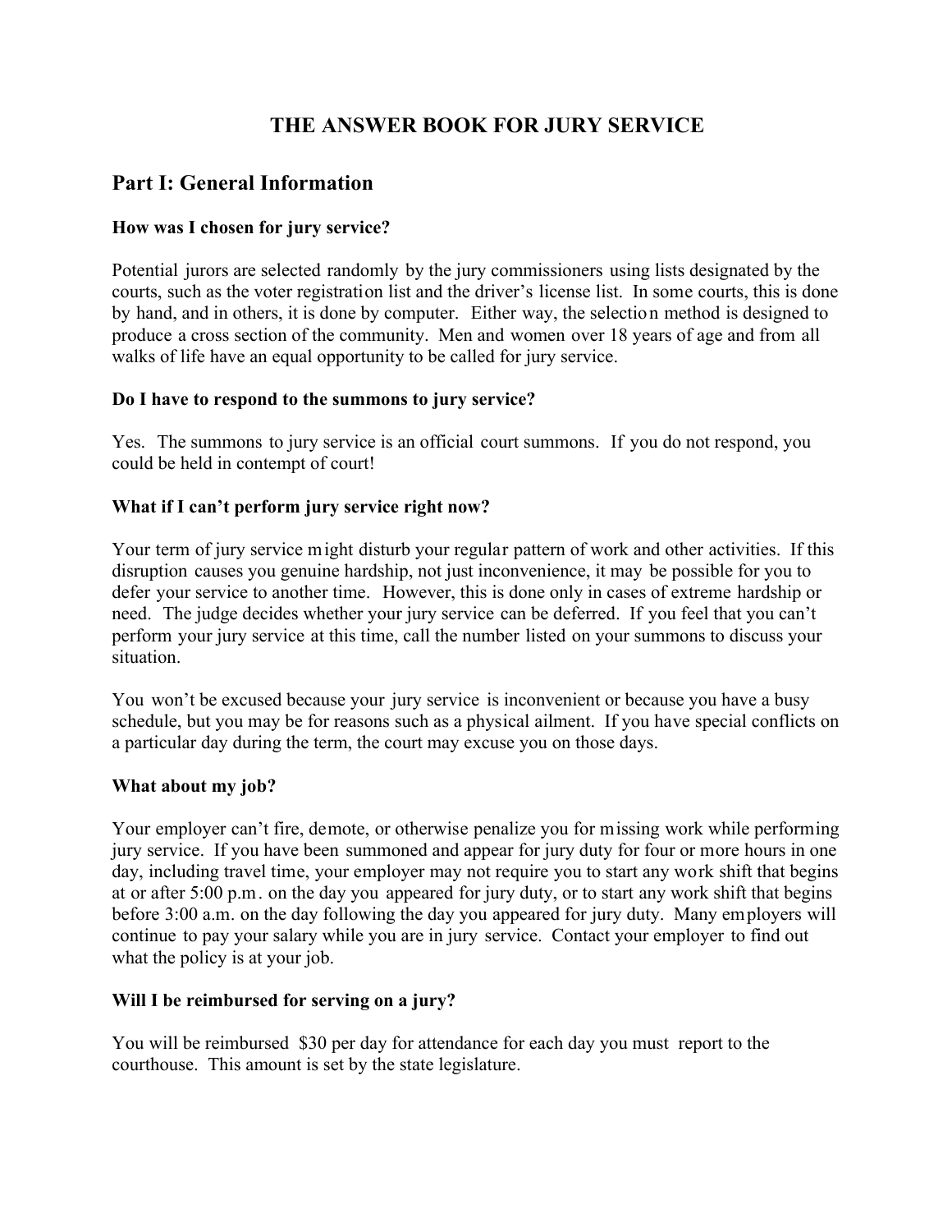# THE ANSWER BOOK FOR JURY SERVICE

## Part I: General Information

### How was I chosen for jury service?

Potential jurors are selected randomly by the jury commissioners using lists designated by the courts, such as the voter registration list and the driver's license list. In some courts, this is done by hand, and in others, it is done by computer. Either way, the selection method is designed to produce a cross section of the community. Men and women over 18 years of age and from all walks of life have an equal opportunity to be called for jury service.

### Do I have to respond to the summons to jury service?

Yes. The summons to jury service is an official court summons. If you do not respond, you could be held in contempt of court!

### What if I can't perform jury service right now?

Your term of jury service might disturb your regular pattern of work and other activities. If this disruption causes you genuine hardship, not just inconvenience, it may be possible for you to defer your service to another time. However, this is done only in cases of extreme hardship or need. The judge decides whether your jury service can be deferred. If you feel that you can't perform your jury service at this time, call the number listed on your summons to discuss your situation.

You won't be excused because your jury service is inconvenient or because you have a busy schedule, but you may be for reasons such as a physical ailment. If you have special conflicts on a particular day during the term, the court may excuse you on those days.

### What about my job?

Your employer can't fire, demote, or otherwise penalize you for missing work while performing jury service. If you have been summoned and appear for jury duty for four or more hours in one day, including travel time, your employer may not require you to start any work shift that begins at or after 5:00 p.m. on the day you appeared for jury duty, or to start any work shift that begins before 3:00 a.m. on the day following the day you appeared for jury duty. Many employers will continue to pay your salary while you are in jury service. Contact your employer to find out what the policy is at your job.

### Will I be reimbursed for serving on a jury?

You will be reimbursed $30 per day for attendance for each day you must report to the courthouse. This amount is set by the state legislature.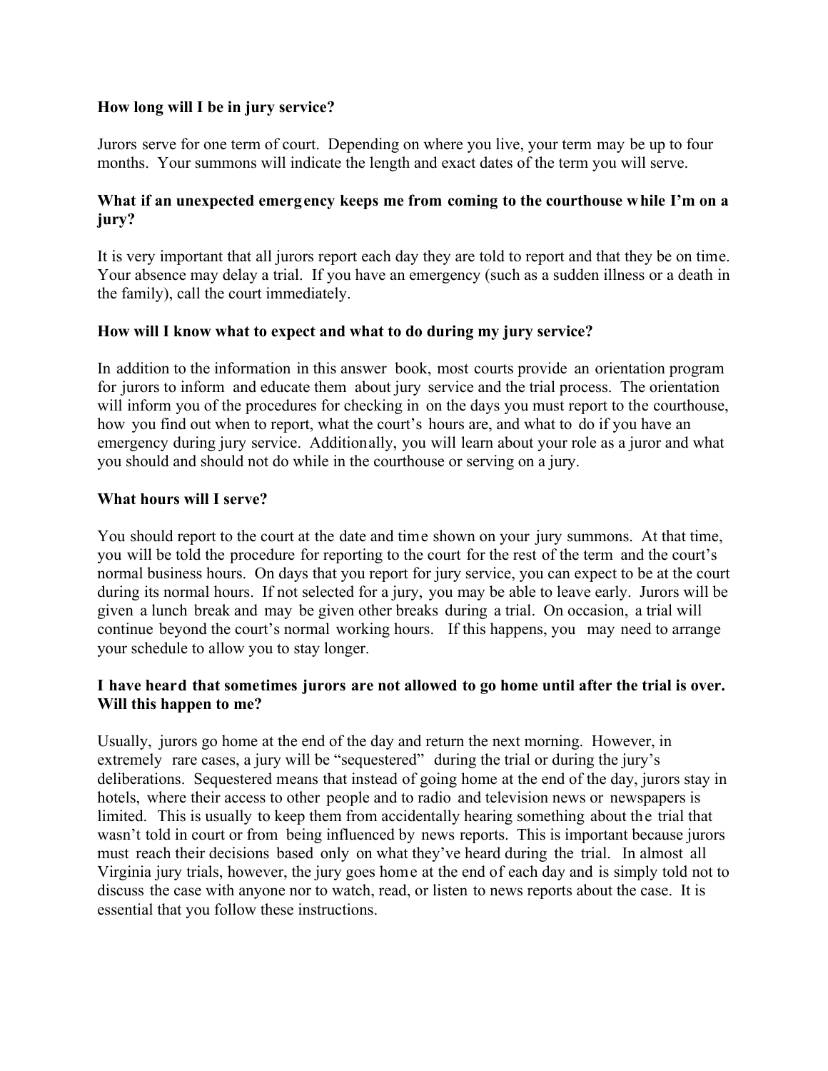**How long will I be in jury service?**

Jurors serve for one term of court. Depending on where you live, your term may be up to four months. Your summons will indicate the length and exact dates of the term you will serve.

**What if an unexpected emergency keeps me from coming to the courthouse while I'm on a jury?**

It is very important that all jurors report each day they are told to report and that they be on time. Your absence may delay a trial. If you have an emergency (such as a sudden illness or a death in the family), call the court immediately.

**How will I know what to expect and what to do during my jury service?**

In addition to the information in this answer book, most courts provide an orientation program for jurors to inform and educate them about jury service and the trial process. The orientation will inform you of the procedures for checking in on the days you must report to the courthouse, how you find out when to report, what the court's hours are, and what to do if you have an emergency during jury service. Additionally, you will learn about your role as a juror and what you should and should not do while in the courthouse or serving on a jury.

**What hours will I serve?**

You should report to the court at the date and time shown on your jury summons. At that time, you will be told the procedure for reporting to the court for the rest of the term and the court's normal business hours. On days that you report for jury service, you can expect to be at the court during its normal hours. If not selected for a jury, you may be able to leave early. Jurors will be given a lunch break and may be given other breaks during a trial. On occasion, a trial will continue beyond the court's normal working hours. If this happens, you may need to arrange your schedule to allow you to stay longer.

**I have heard that sometimes jurors are not allowed to go home until after the trial is over. Will this happen to me?**

Usually, jurors go home at the end of the day and return the next morning. However, in extremely rare cases, a jury will be "sequestered" during the trial or during the jury's deliberations. Sequestered means that instead of going home at the end of the day, jurors stay in hotels, where their access to other people and to radio and television news or newspapers is limited. This is usually to keep them from accidentally hearing something about the trial that wasn't told in court or from being influenced by news reports. This is important because jurors must reach their decisions based only on what they've heard during the trial. In almost all Virginia jury trials, however, the jury goes home at the end of each day and is simply told not to discuss the case with anyone nor to watch, read, or listen to news reports about the case. It is essential that you follow these instructions.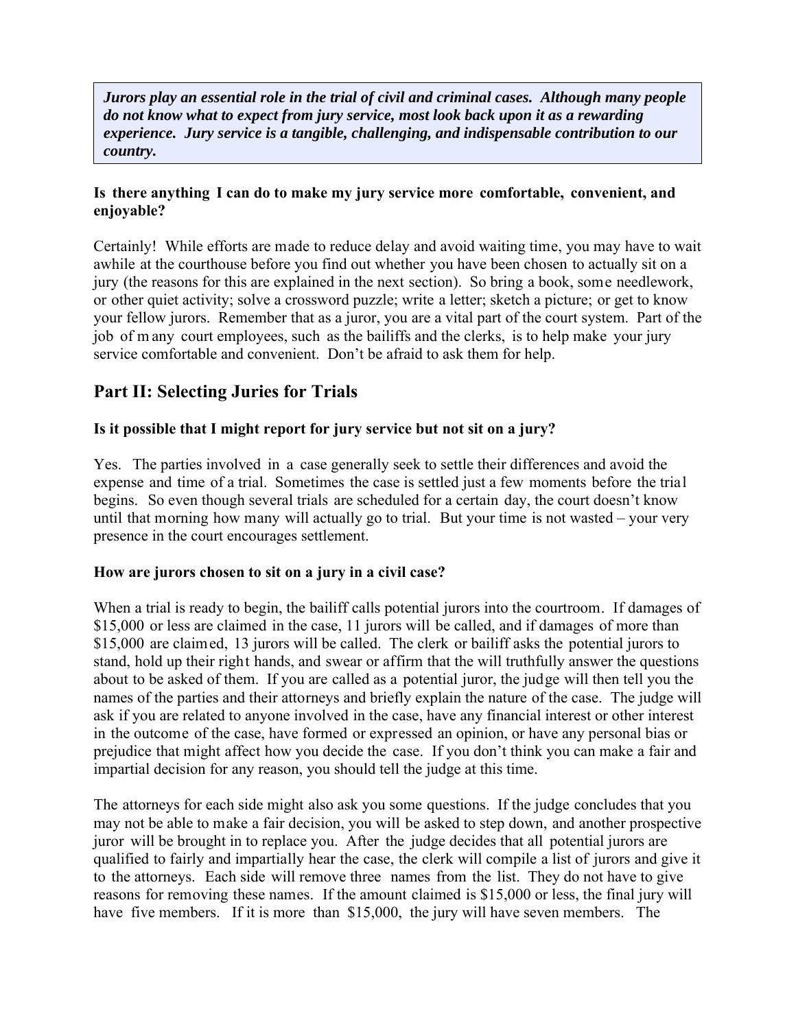***Jurors play an essential role in the trial of civil and criminal cases. Although many people do not know what to expect from jury service, most look back upon it as a rewarding experience. Jury service is a tangible, challenging, and indispensable contribution to our country.***

**Is there anything I can do to make my jury service more comfortable, convenient, and enjoyable?**

Certainly! While efforts are made to reduce delay and avoid waiting time, you may have to wait awhile at the courthouse before you find out whether you have been chosen to actually sit on a jury (the reasons for this are explained in the next section). So bring a book, some needlework, or other quiet activity; solve a crossword puzzle; write a letter; sketch a picture; or get to know your fellow jurors. Remember that as a juror, you are a vital part of the court system. Part of the job of many court employees, such as the bailiffs and the clerks, is to help make your jury service comfortable and convenient. Don't be afraid to ask them for help.

## Part II: Selecting Juries for Trials

**Is it possible that I might report for jury service but not sit on a jury?**

Yes. The parties involved in a case generally seek to settle their differences and avoid the expense and time of a trial. Sometimes the case is settled just a few moments before the trial begins. So even though several trials are scheduled for a certain day, the court doesn't know until that morning how many will actually go to trial. But your time is not wasted – your very presence in the court encourages settlement.

**How are jurors chosen to sit on a jury in a civil case?**

When a trial is ready to begin, the bailiff calls potential jurors into the courtroom. If damages of $15,000 or less are claimed in the case, 11 jurors will be called, and if damages of more than $15,000 are claimed, 13 jurors will be called. The clerk or bailiff asks the potential jurors to stand, hold up their right hands, and swear or affirm that the will truthfully answer the questions about to be asked of them. If you are called as a potential juror, the judge will then tell you the names of the parties and their attorneys and briefly explain the nature of the case. The judge will ask if you are related to anyone involved in the case, have any financial interest or other interest in the outcome of the case, have formed or expressed an opinion, or have any personal bias or prejudice that might affect how you decide the case. If you don't think you can make a fair and impartial decision for any reason, you should tell the judge at this time.

The attorneys for each side might also ask you some questions. If the judge concludes that you may not be able to make a fair decision, you will be asked to step down, and another prospective juror will be brought in to replace you. After the judge decides that all potential jurors are qualified to fairly and impartially hear the case, the clerk will compile a list of jurors and give it to the attorneys. Each side will remove three names from the list. They do not have to give reasons for removing these names. If the amount claimed is $15,000 or less, the final jury will have five members. If it is more than $15,000, the jury will have seven members. The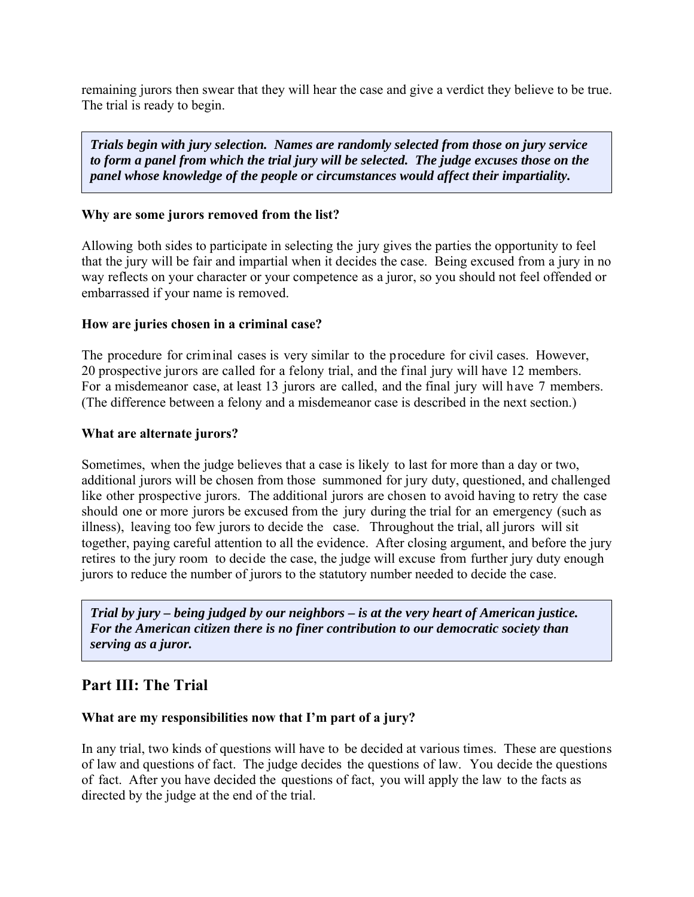remaining jurors then swear that they will hear the case and give a verdict they believe to be true. The trial is ready to begin.

> ***Trials begin with jury selection. Names are randomly selected from those on jury service to form a panel from which the trial jury will be selected. The judge excuses those on the panel whose knowledge of the people or circumstances would affect their impartiality.***

**Why are some jurors removed from the list?**

Allowing both sides to participate in selecting the jury gives the parties the opportunity to feel that the jury will be fair and impartial when it decides the case. Being excused from a jury in no way reflects on your character or your competence as a juror, so you should not feel offended or embarrassed if your name is removed.

**How are juries chosen in a criminal case?**

The procedure for criminal cases is very similar to the procedure for civil cases. However, 20 prospective jurors are called for a felony trial, and the final jury will have 12 members. For a misdemeanor case, at least 13 jurors are called, and the final jury will have 7 members. (The difference between a felony and a misdemeanor case is described in the next section.)

**What are alternate jurors?**

Sometimes, when the judge believes that a case is likely to last for more than a day or two, additional jurors will be chosen from those summoned for jury duty, questioned, and challenged like other prospective jurors. The additional jurors are chosen to avoid having to retry the case should one or more jurors be excused from the jury during the trial for an emergency (such as illness), leaving too few jurors to decide the case. Throughout the trial, all jurors will sit together, paying careful attention to all the evidence. After closing argument, and before the jury retires to the jury room to decide the case, the judge will excuse from further jury duty enough jurors to reduce the number of jurors to the statutory number needed to decide the case.

> ***Trial by jury – being judged by our neighbors – is at the very heart of American justice. For the American citizen there is no finer contribution to our democratic society than serving as a juror.***

## Part III: The Trial

**What are my responsibilities now that I'm part of a jury?**

In any trial, two kinds of questions will have to be decided at various times. These are questions of law and questions of fact. The judge decides the questions of law. You decide the questions of fact. After you have decided the questions of fact, you will apply the law to the facts as directed by the judge at the end of the trial.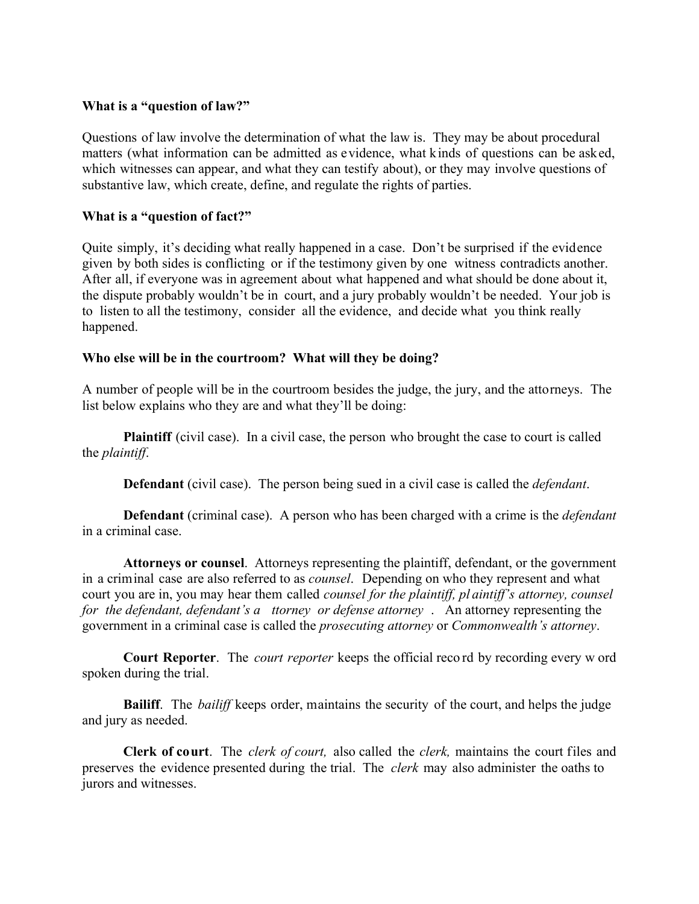**What is a "question of law?"**

Questions of law involve the determination of what the law is. They may be about procedural matters (what information can be admitted as evidence, what kinds of questions can be asked, which witnesses can appear, and what they can testify about), or they may involve questions of substantive law, which create, define, and regulate the rights of parties.

**What is a "question of fact?"**

Quite simply, it's deciding what really happened in a case. Don't be surprised if the evidence given by both sides is conflicting or if the testimony given by one witness contradicts another. After all, if everyone was in agreement about what happened and what should be done about it, the dispute probably wouldn't be in court, and a jury probably wouldn't be needed. Your job is to listen to all the testimony, consider all the evidence, and decide what you think really happened.

**Who else will be in the courtroom? What will they be doing?**

A number of people will be in the courtroom besides the judge, the jury, and the attorneys. The list below explains who they are and what they'll be doing:

**Plaintiff** (civil case). In a civil case, the person who brought the case to court is called the *plaintiff*.

**Defendant** (civil case). The person being sued in a civil case is called the *defendant*.

**Defendant** (criminal case). A person who has been charged with a crime is the *defendant* in a criminal case.

**Attorneys or counsel**. Attorneys representing the plaintiff, defendant, or the government in a criminal case are also referred to as *counsel*. Depending on who they represent and what court you are in, you may hear them called *counsel for the plaintiff, plaintiff's attorney, counsel for the defendant, defendant's attorney or defense attorney*. An attorney representing the government in a criminal case is called the *prosecuting attorney* or *Commonwealth's attorney*.

**Court Reporter**. The *court reporter* keeps the official record by recording every word spoken during the trial.

**Bailiff**. The *bailiff* keeps order, maintains the security of the court, and helps the judge and jury as needed.

**Clerk of court**. The *clerk of court,* also called the *clerk,* maintains the court files and preserves the evidence presented during the trial. The *clerk* may also administer the oaths to jurors and witnesses.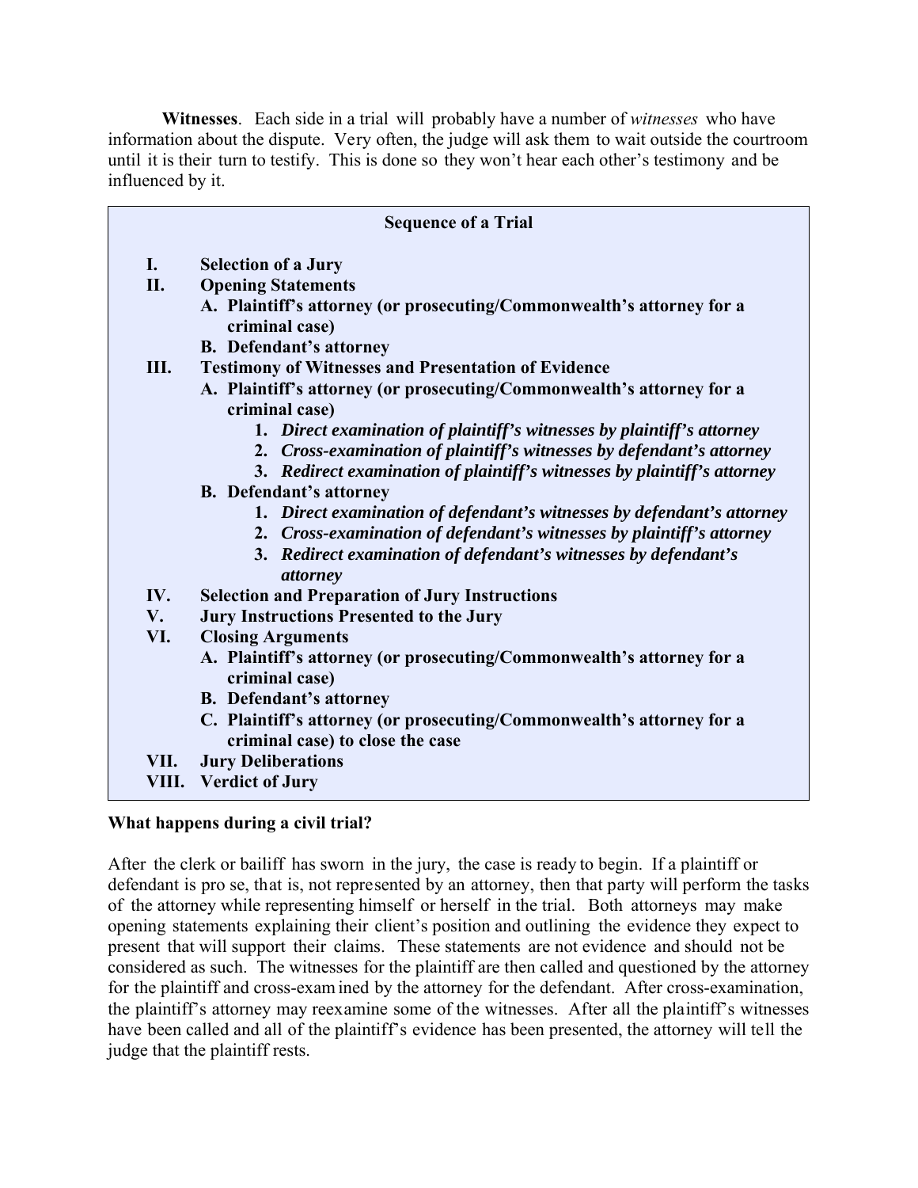**Witnesses**. Each side in a trial will probably have a number of *witnesses* who have information about the dispute. Very often, the judge will ask them to wait outside the courtroom until it is their turn to testify. This is done so they won't hear each other's testimony and be influenced by it.

**Sequence of a Trial**

- **I. Selection of a Jury**
- **II. Opening Statements**
  - **A. Plaintiff's attorney (or prosecuting/Commonwealth's attorney for a criminal case)**
  - **B. Defendant's attorney**
- **III. Testimony of Witnesses and Presentation of Evidence**
  - **A. Plaintiff's attorney (or prosecuting/Commonwealth's attorney for a criminal case)**
    1. ***Direct examination of plaintiff's witnesses by plaintiff's attorney***
    2. ***Cross-examination of plaintiff's witnesses by defendant's attorney***
    3. ***Redirect examination of plaintiff's witnesses by plaintiff's attorney***
  - **B. Defendant's attorney**
    1. ***Direct examination of defendant's witnesses by defendant's attorney***
    2. ***Cross-examination of defendant's witnesses by plaintiff's attorney***
    3. ***Redirect examination of defendant's witnesses by defendant's attorney***
- **IV. Selection and Preparation of Jury Instructions**
- **V. Jury Instructions Presented to the Jury**
- **VI. Closing Arguments**
  - **A. Plaintiff's attorney (or prosecuting/Commonwealth's attorney for a criminal case)**
  - **B. Defendant's attorney**
  - **C. Plaintiff's attorney (or prosecuting/Commonwealth's attorney for a criminal case) to close the case**
- **VII. Jury Deliberations**
- **VIII. Verdict of Jury**

**What happens during a civil trial?**

After the clerk or bailiff has sworn in the jury, the case is ready to begin. If a plaintiff or defendant is pro se, that is, not represented by an attorney, then that party will perform the tasks of the attorney while representing himself or herself in the trial. Both attorneys may make opening statements explaining their client's position and outlining the evidence they expect to present that will support their claims. These statements are not evidence and should not be considered as such. The witnesses for the plaintiff are then called and questioned by the attorney for the plaintiff and cross-examined by the attorney for the defendant. After cross-examination, the plaintiff's attorney may reexamine some of the witnesses. After all the plaintiff's witnesses have been called and all of the plaintiff's evidence has been presented, the attorney will tell the judge that the plaintiff rests.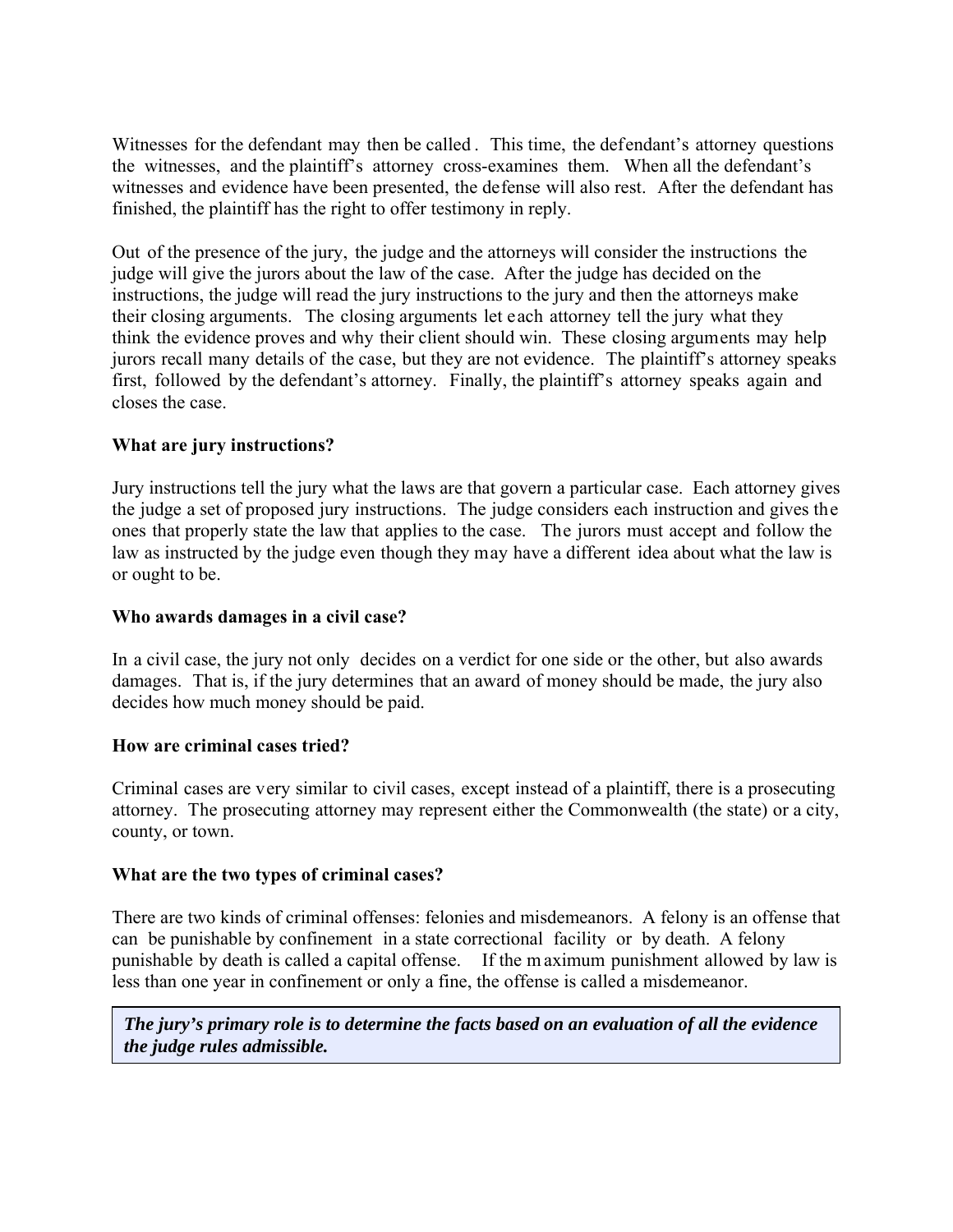Witnesses for the defendant may then be called. This time, the defendant's attorney questions the witnesses, and the plaintiff's attorney cross-examines them. When all the defendant's witnesses and evidence have been presented, the defense will also rest. After the defendant has finished, the plaintiff has the right to offer testimony in reply.

Out of the presence of the jury, the judge and the attorneys will consider the instructions the judge will give the jurors about the law of the case. After the judge has decided on the instructions, the judge will read the jury instructions to the jury and then the attorneys make their closing arguments. The closing arguments let each attorney tell the jury what they think the evidence proves and why their client should win. These closing arguments may help jurors recall many details of the case, but they are not evidence. The plaintiff's attorney speaks first, followed by the defendant's attorney. Finally, the plaintiff's attorney speaks again and closes the case.

### What are jury instructions?

Jury instructions tell the jury what the laws are that govern a particular case. Each attorney gives the judge a set of proposed jury instructions. The judge considers each instruction and gives the ones that properly state the law that applies to the case. The jurors must accept and follow the law as instructed by the judge even though they may have a different idea about what the law is or ought to be.

### Who awards damages in a civil case?

In a civil case, the jury not only decides on a verdict for one side or the other, but also awards damages. That is, if the jury determines that an award of money should be made, the jury also decides how much money should be paid.

### How are criminal cases tried?

Criminal cases are very similar to civil cases, except instead of a plaintiff, there is a prosecuting attorney. The prosecuting attorney may represent either the Commonwealth (the state) or a city, county, or town.

### What are the two types of criminal cases?

There are two kinds of criminal offenses: felonies and misdemeanors. A felony is an offense that can be punishable by confinement in a state correctional facility or by death. A felony punishable by death is called a capital offense. If the maximum punishment allowed by law is less than one year in confinement or only a fine, the offense is called a misdemeanor.

> ***The jury's primary role is to determine the facts based on an evaluation of all the evidence the judge rules admissible.***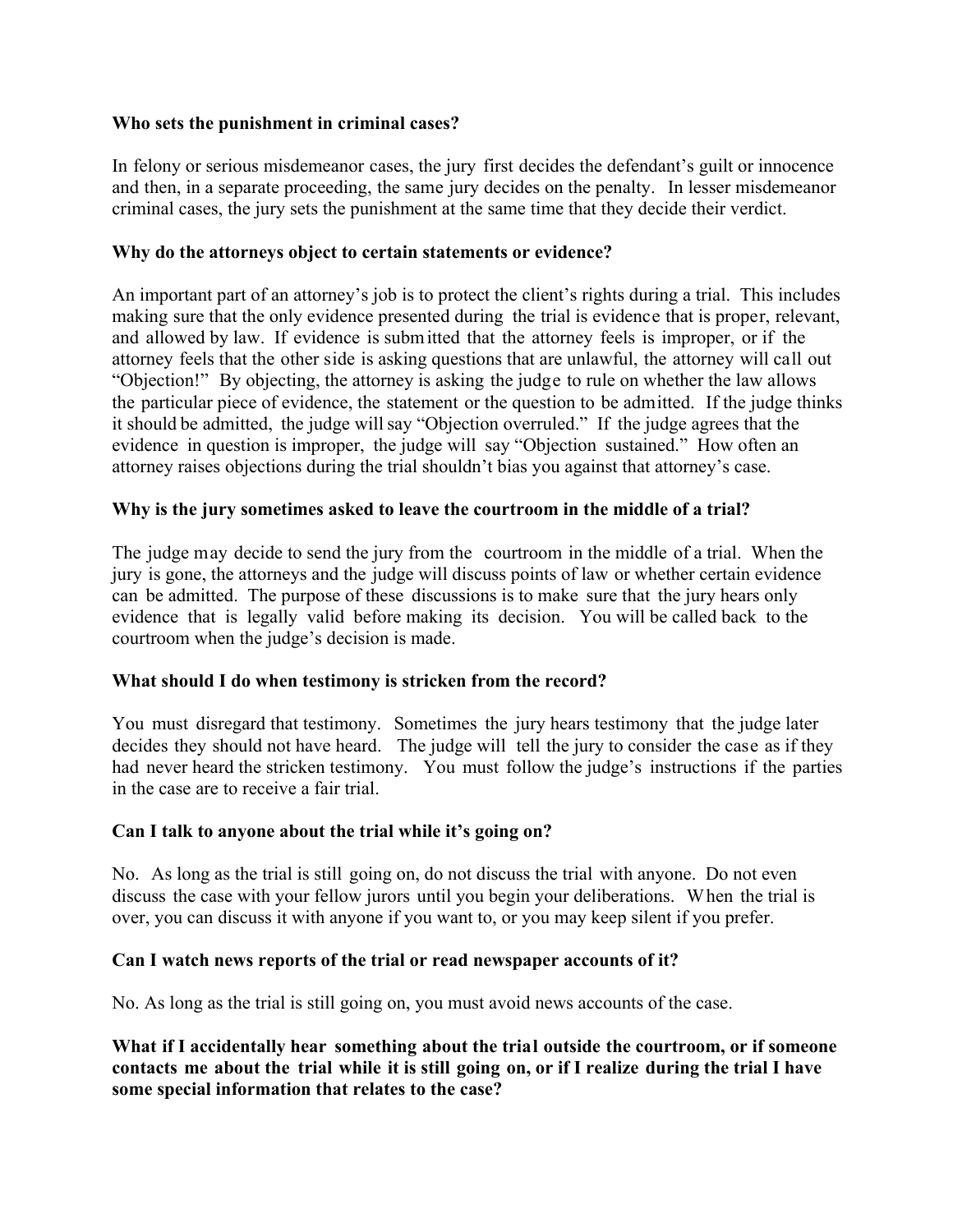**Who sets the punishment in criminal cases?**

In felony or serious misdemeanor cases, the jury first decides the defendant's guilt or innocence and then, in a separate proceeding, the same jury decides on the penalty. In lesser misdemeanor criminal cases, the jury sets the punishment at the same time that they decide their verdict.

**Why do the attorneys object to certain statements or evidence?**

An important part of an attorney's job is to protect the client's rights during a trial. This includes making sure that the only evidence presented during the trial is evidence that is proper, relevant, and allowed by law. If evidence is submitted that the attorney feels is improper, or if the attorney feels that the other side is asking questions that are unlawful, the attorney will call out "Objection!" By objecting, the attorney is asking the judge to rule on whether the law allows the particular piece of evidence, the statement or the question to be admitted. If the judge thinks it should be admitted, the judge will say "Objection overruled." If the judge agrees that the evidence in question is improper, the judge will say "Objection sustained." How often an attorney raises objections during the trial shouldn't bias you against that attorney's case.

**Why is the jury sometimes asked to leave the courtroom in the middle of a trial?**

The judge may decide to send the jury from the courtroom in the middle of a trial. When the jury is gone, the attorneys and the judge will discuss points of law or whether certain evidence can be admitted. The purpose of these discussions is to make sure that the jury hears only evidence that is legally valid before making its decision. You will be called back to the courtroom when the judge's decision is made.

**What should I do when testimony is stricken from the record?**

You must disregard that testimony. Sometimes the jury hears testimony that the judge later decides they should not have heard. The judge will tell the jury to consider the case as if they had never heard the stricken testimony. You must follow the judge's instructions if the parties in the case are to receive a fair trial.

**Can I talk to anyone about the trial while it's going on?**

No. As long as the trial is still going on, do not discuss the trial with anyone. Do not even discuss the case with your fellow jurors until you begin your deliberations. When the trial is over, you can discuss it with anyone if you want to, or you may keep silent if you prefer.

**Can I watch news reports of the trial or read newspaper accounts of it?**

No. As long as the trial is still going on, you must avoid news accounts of the case.

**What if I accidentally hear something about the trial outside the courtroom, or if someone contacts me about the trial while it is still going on, or if I realize during the trial I have some special information that relates to the case?**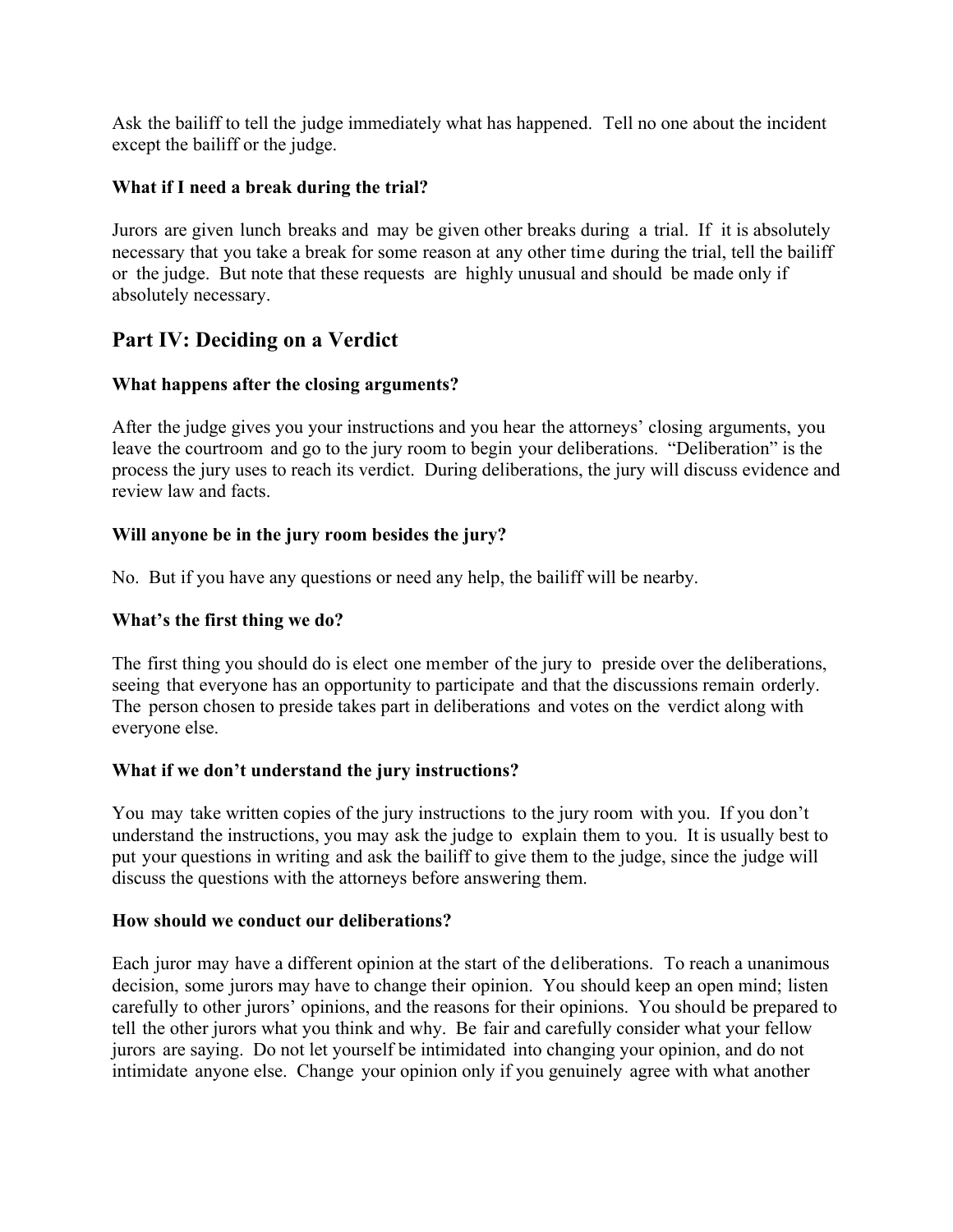Ask the bailiff to tell the judge immediately what has happened. Tell no one about the incident except the bailiff or the judge.

**What if I need a break during the trial?**

Jurors are given lunch breaks and may be given other breaks during a trial. If it is absolutely necessary that you take a break for some reason at any other time during the trial, tell the bailiff or the judge. But note that these requests are highly unusual and should be made only if absolutely necessary.

## Part IV: Deciding on a Verdict

**What happens after the closing arguments?**

After the judge gives you your instructions and you hear the attorneys' closing arguments, you leave the courtroom and go to the jury room to begin your deliberations. "Deliberation" is the process the jury uses to reach its verdict. During deliberations, the jury will discuss evidence and review law and facts.

**Will anyone be in the jury room besides the jury?**

No. But if you have any questions or need any help, the bailiff will be nearby.

**What's the first thing we do?**

The first thing you should do is elect one member of the jury to preside over the deliberations, seeing that everyone has an opportunity to participate and that the discussions remain orderly. The person chosen to preside takes part in deliberations and votes on the verdict along with everyone else.

**What if we don't understand the jury instructions?**

You may take written copies of the jury instructions to the jury room with you. If you don't understand the instructions, you may ask the judge to explain them to you. It is usually best to put your questions in writing and ask the bailiff to give them to the judge, since the judge will discuss the questions with the attorneys before answering them.

**How should we conduct our deliberations?**

Each juror may have a different opinion at the start of the deliberations. To reach a unanimous decision, some jurors may have to change their opinion. You should keep an open mind; listen carefully to other jurors' opinions, and the reasons for their opinions. You should be prepared to tell the other jurors what you think and why. Be fair and carefully consider what your fellow jurors are saying. Do not let yourself be intimidated into changing your opinion, and do not intimidate anyone else. Change your opinion only if you genuinely agree with what another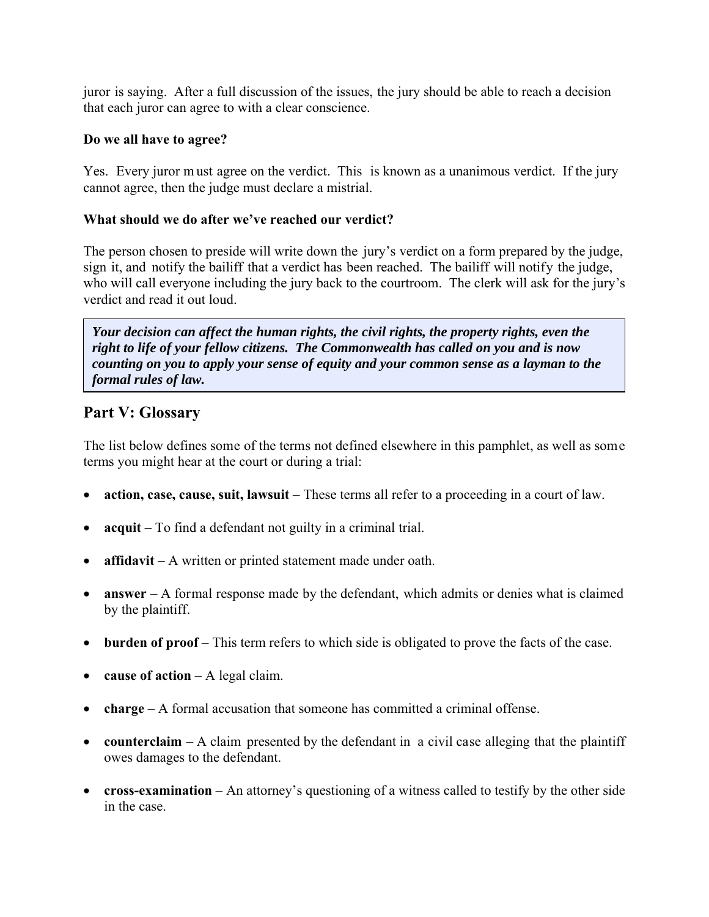juror is saying. After a full discussion of the issues, the jury should be able to reach a decision that each juror can agree to with a clear conscience.

**Do we all have to agree?**

Yes. Every juror must agree on the verdict. This is known as a unanimous verdict. If the jury cannot agree, then the judge must declare a mistrial.

**What should we do after we've reached our verdict?**

The person chosen to preside will write down the jury's verdict on a form prepared by the judge, sign it, and notify the bailiff that a verdict has been reached. The bailiff will notify the judge, who will call everyone including the jury back to the courtroom. The clerk will ask for the jury's verdict and read it out loud.

> ***Your decision can affect the human rights, the civil rights, the property rights, even the right to life of your fellow citizens. The Commonwealth has called on you and is now counting on you to apply your sense of equity and your common sense as a layman to the formal rules of law.***

## Part V: Glossary

The list below defines some of the terms not defined elsewhere in this pamphlet, as well as some terms you might hear at the court or during a trial:

- **action, case, cause, suit, lawsuit** – These terms all refer to a proceeding in a court of law.
- **acquit** – To find a defendant not guilty in a criminal trial.
- **affidavit** – A written or printed statement made under oath.
- **answer** – A formal response made by the defendant, which admits or denies what is claimed by the plaintiff.
- **burden of proof** – This term refers to which side is obligated to prove the facts of the case.
- **cause of action** – A legal claim.
- **charge** – A formal accusation that someone has committed a criminal offense.
- **counterclaim** – A claim presented by the defendant in a civil case alleging that the plaintiff owes damages to the defendant.
- **cross-examination** – An attorney's questioning of a witness called to testify by the other side in the case.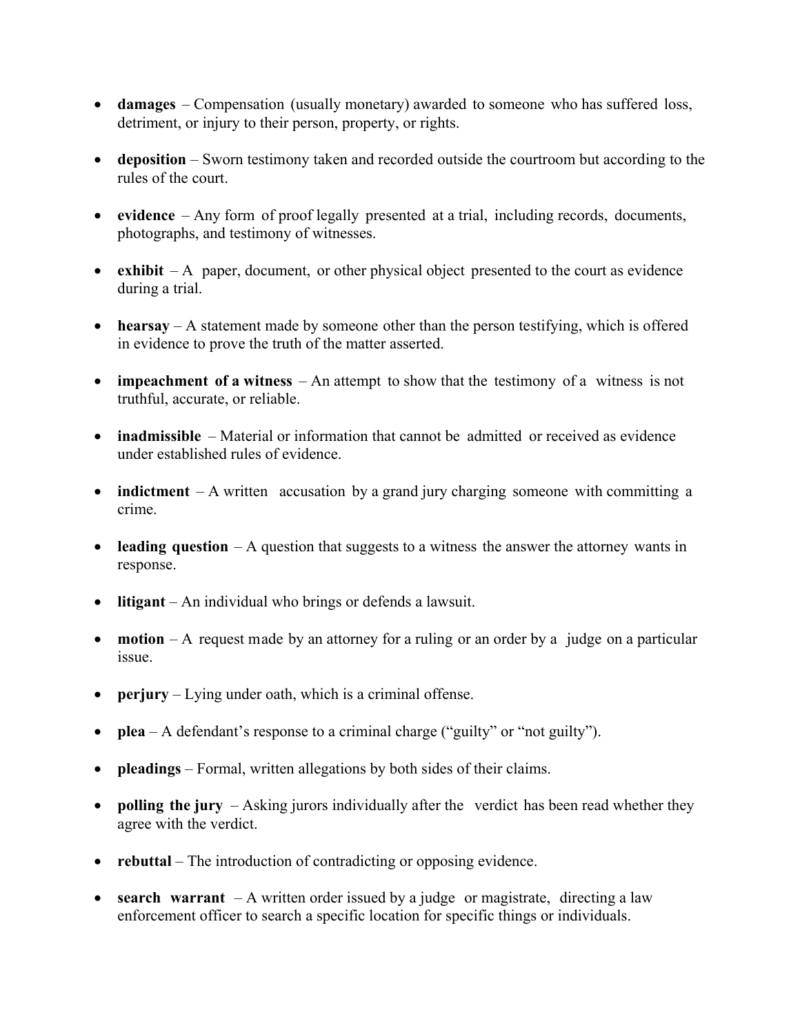- **damages** – Compensation (usually monetary) awarded to someone who has suffered loss, detriment, or injury to their person, property, or rights.

- **deposition** – Sworn testimony taken and recorded outside the courtroom but according to the rules of the court.

- **evidence** – Any form of proof legally presented at a trial, including records, documents, photographs, and testimony of witnesses.

- **exhibit** – A paper, document, or other physical object presented to the court as evidence during a trial.

- **hearsay** – A statement made by someone other than the person testifying, which is offered in evidence to prove the truth of the matter asserted.

- **impeachment of a witness** – An attempt to show that the testimony of a witness is not truthful, accurate, or reliable.

- **inadmissible** – Material or information that cannot be admitted or received as evidence under established rules of evidence.

- **indictment** – A written accusation by a grand jury charging someone with committing a crime.

- **leading question** – A question that suggests to a witness the answer the attorney wants in response.

- **litigant** – An individual who brings or defends a lawsuit.

- **motion** – A request made by an attorney for a ruling or an order by a judge on a particular issue.

- **perjury** – Lying under oath, which is a criminal offense.

- **plea** – A defendant's response to a criminal charge ("guilty" or "not guilty").

- **pleadings** – Formal, written allegations by both sides of their claims.

- **polling the jury** – Asking jurors individually after the verdict has been read whether they agree with the verdict.

- **rebuttal** – The introduction of contradicting or opposing evidence.

- **search warrant** – A written order issued by a judge or magistrate, directing a law enforcement officer to search a specific location for specific things or individuals.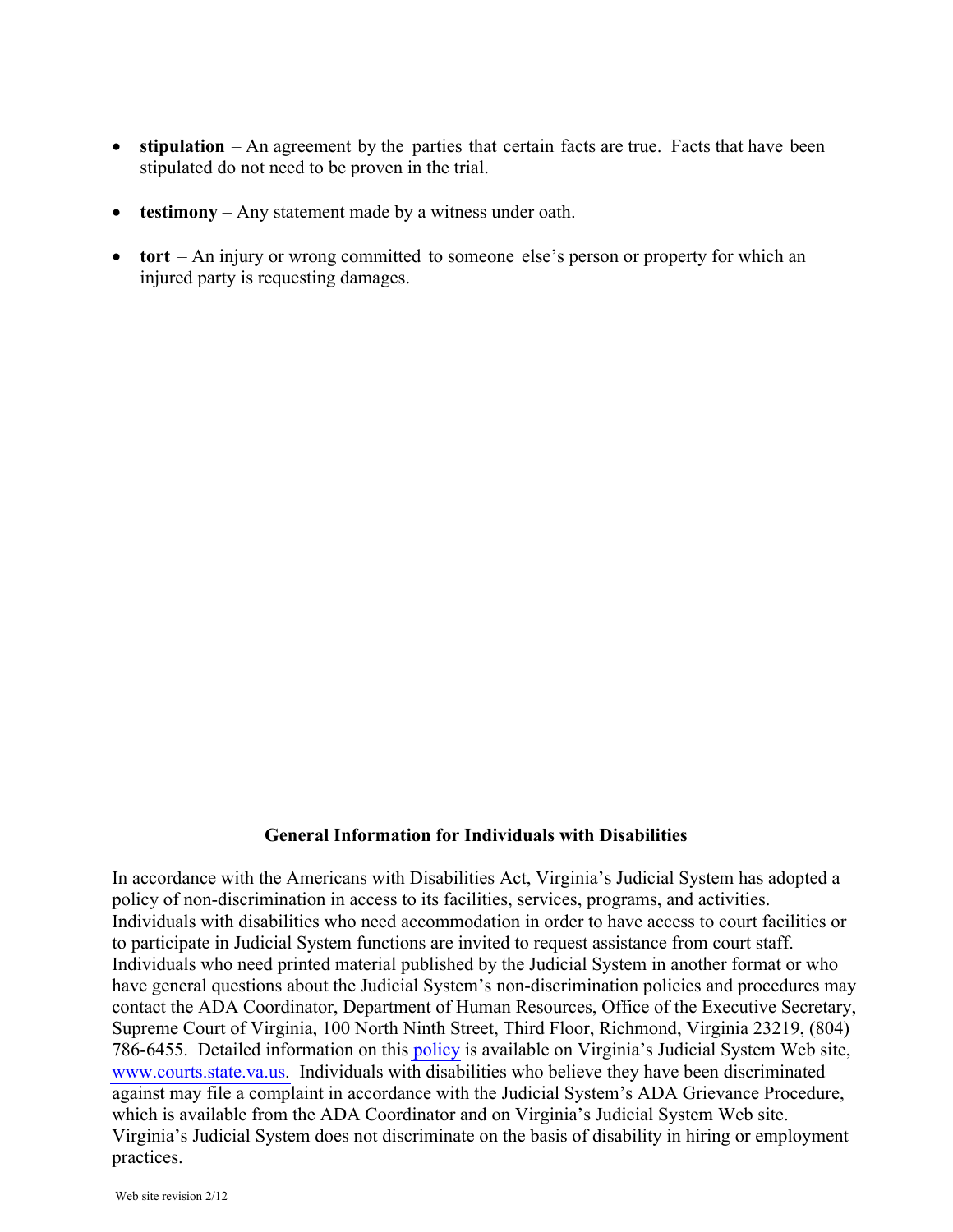- **stipulation** – An agreement by the parties that certain facts are true. Facts that have been stipulated do not need to be proven in the trial.

- **testimony** – Any statement made by a witness under oath.

- **tort** – An injury or wrong committed to someone else's person or property for which an injured party is requesting damages.

**General Information for Individuals with Disabilities**

In accordance with the Americans with Disabilities Act, Virginia's Judicial System has adopted a policy of non-discrimination in access to its facilities, services, programs, and activities. Individuals with disabilities who need accommodation in order to have access to court facilities or to participate in Judicial System functions are invited to request assistance from court staff. Individuals who need printed material published by the Judicial System in another format or who have general questions about the Judicial System's non-discrimination policies and procedures may contact the ADA Coordinator, Department of Human Resources, Office of the Executive Secretary, Supreme Court of Virginia, 100 North Ninth Street, Third Floor, Richmond, Virginia 23219, (804) 786-6455. Detailed information on this policy is available on Virginia's Judicial System Web site, www.courts.state.va.us. Individuals with disabilities who believe they have been discriminated against may file a complaint in accordance with the Judicial System's ADA Grievance Procedure, which is available from the ADA Coordinator and on Virginia's Judicial System Web site. Virginia's Judicial System does not discriminate on the basis of disability in hiring or employment practices.

Web site revision 2/12